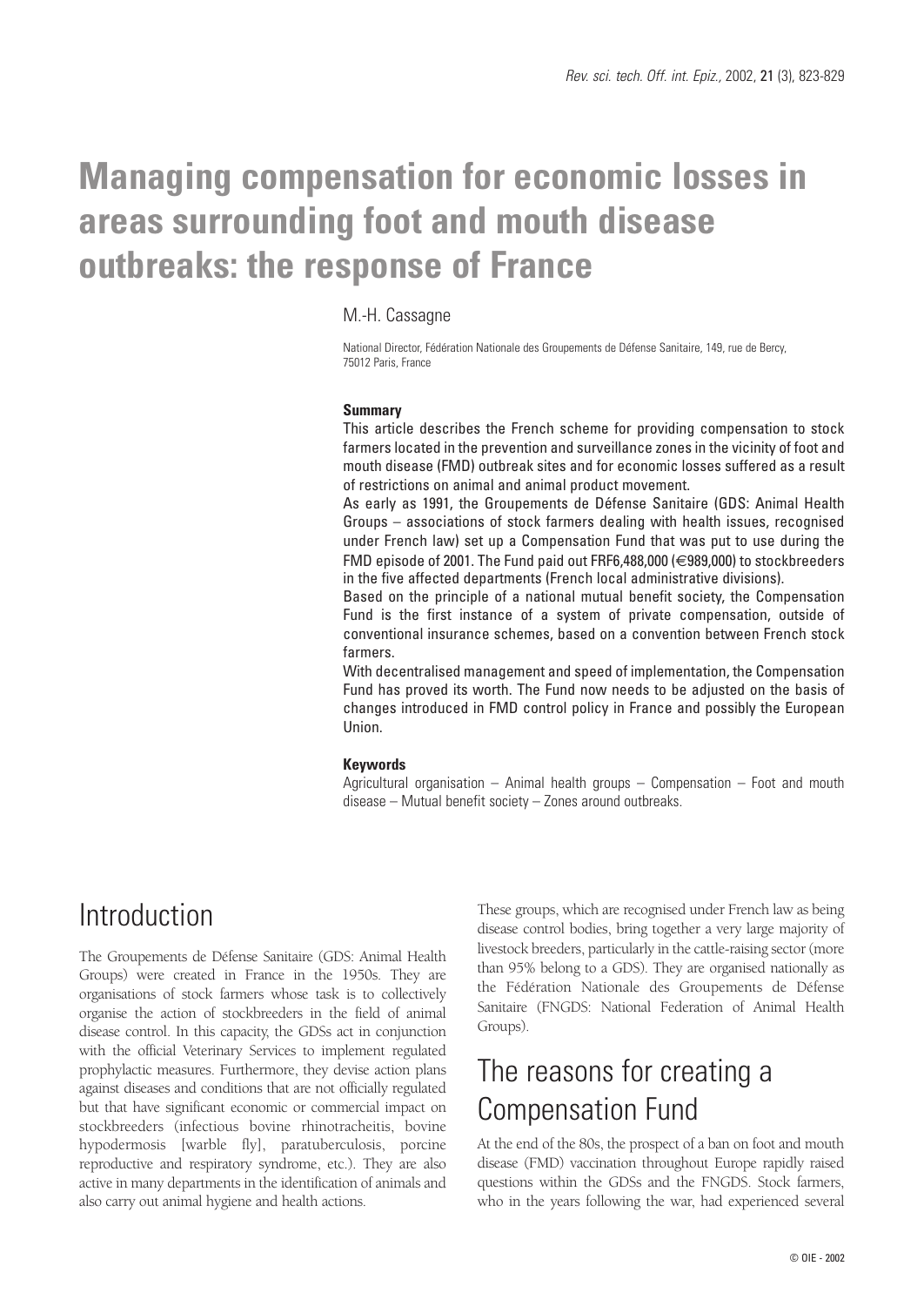# Managing compensation for economic losses in areas surrounding foot and mouth disease outbreaks: the response of France

M.-H. Cassagne

National Director, Fédération Nationale des Groupements de Défense Sanitaire, 149, rue de Bercy, 75012 Paris, France

**Summary**

This article describes the French scheme for providing compensation to stock farmers located in the prevention and surveillance zones in the vicinity of foot and mouth disease (FMD) outbreak sites and for economic losses suffered as a result of restrictions on animal and animal product movement.

As early as 1991, the Groupements de Défense Sanitaire (GDS: Animal Health Groups – associations of stock farmers dealing with health issues, recognised under French law) set up a Compensation Fund that was put to use during the FMD episode of 2001. The Fund paid out FRF6,488,000 (€989,000) to stockbreeders in the five affected departments (French local administrative divisions).

Based on the principle of a national mutual benefit society, the Compensation Fund is the first instance of a system of private compensation, outside of conventional insurance schemes, based on a convention between French stock farmers.

With decentralised management and speed of implementation, the Compensation Fund has proved its worth. The Fund now needs to be adjusted on the basis of changes introduced in FMD control policy in France and possibly the European Union.

**Keywords**

Agricultural organisation – Animal health groups – Compensation – Foot and mouth disease – Mutual benefit society – Zones around outbreaks.

## Introduction

The Groupements de Défense Sanitaire (GDS: Animal Health Groups) were created in France in the 1950s. They are organisations of stock farmers whose task is to collectively organise the action of stockbreeders in the field of animal disease control. In this capacity, the GDSs act in conjunction with the official Veterinary Services to implement regulated prophylactic measures. Furthermore, they devise action plans against diseases and conditions that are not officially regulated but that have significant economic or commercial impact on stockbreeders (infectious bovine rhinotracheitis, bovine hypodermosis [warble fly], paratuberculosis, porcine reproductive and respiratory syndrome, etc.). They are also active in many departments in the identification of animals and also carry out animal hygiene and health actions.

These groups, which are recognised under French law as being disease control bodies, bring together a very large majority of livestock breeders, particularly in the cattle-raising sector (more than 95% belong to a GDS). They are organised nationally as the Fédération Nationale des Groupements de Défense Sanitaire (FNGDS: National Federation of Animal Health Groups).

## The reasons for creating a Compensation Fund

At the end of the 80s, the prospect of a ban on foot and mouth disease (FMD) vaccination throughout Europe rapidly raised questions within the GDSs and the FNGDS. Stock farmers, who in the years following the war, had experienced several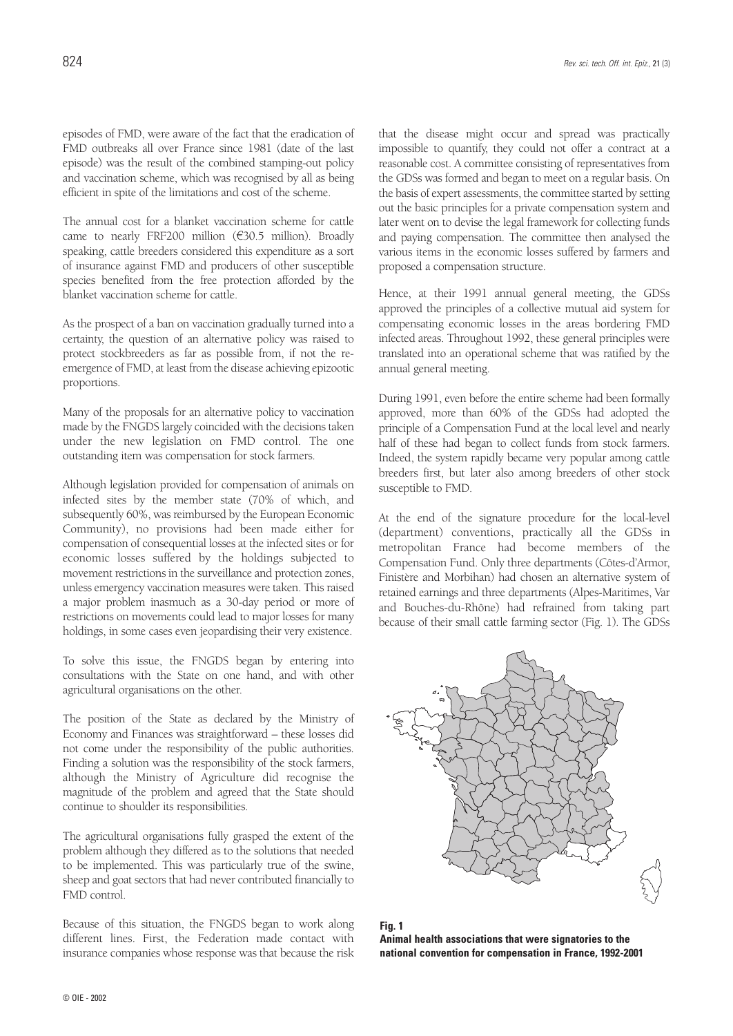episodes of FMD, were aware of the fact that the eradication of FMD outbreaks all over France since 1981 (date of the last episode) was the result of the combined stamping-out policy and vaccination scheme, which was recognised by all as being efficient in spite of the limitations and cost of the scheme.

The annual cost for a blanket vaccination scheme for cattle came to nearly FRF200 million (€30.5 million). Broadly speaking, cattle breeders considered this expenditure as a sort of insurance against FMD and producers of other susceptible species benefited from the free protection afforded by the blanket vaccination scheme for cattle.

As the prospect of a ban on vaccination gradually turned into a certainty, the question of an alternative policy was raised to protect stockbreeders as far as possible from, if not the re-emergence of FMD, at least from the disease achieving epizootic proportions.

Many of the proposals for an alternative policy to vaccination made by the FNGDS largely coincided with the decisions taken under the new legislation on FMD control. The one outstanding item was compensation for stock farmers.

Although legislation provided for compensation of animals on infected sites by the member state (70% of which, and subsequently 60%, was reimbursed by the European Economic Community), no provisions had been made either for compensation of consequential losses at the infected sites or for economic losses suffered by the holdings subjected to movement restrictions in the surveillance and protection zones, unless emergency vaccination measures were taken. This raised a major problem inasmuch as a 30-day period or more of restrictions on movements could lead to major losses for many holdings, in some cases even jeopardising their very existence.

To solve this issue, the FNGDS began by entering into consultations with the State on one hand, and with other agricultural organisations on the other.

The position of the State as declared by the Ministry of Economy and Finances was straightforward – these losses did not come under the responsibility of the public authorities. Finding a solution was the responsibility of the stock farmers, although the Ministry of Agriculture did recognise the magnitude of the problem and agreed that the State should continue to shoulder its responsibilities.

The agricultural organisations fully grasped the extent of the problem although they differed as to the solutions that needed to be implemented. This was particularly true of the swine, sheep and goat sectors that had never contributed financially to FMD control.

Because of this situation, the FNGDS began to work along different lines. First, the Federation made contact with insurance companies whose response was that because the risk that the disease might occur and spread was practically impossible to quantify, they could not offer a contract at a reasonable cost. A committee consisting of representatives from the GDSs was formed and began to meet on a regular basis. On the basis of expert assessments, the committee started by setting out the basic principles for a private compensation system and later went on to devise the legal framework for collecting funds and paying compensation. The committee then analysed the various items in the economic losses suffered by farmers and proposed a compensation structure.

Hence, at their 1991 annual general meeting, the GDSs approved the principles of a collective mutual aid system for compensating economic losses in the areas bordering FMD infected areas. Throughout 1992, these general principles were translated into an operational scheme that was ratified by the annual general meeting.

During 1991, even before the entire scheme had been formally approved, more than 60% of the GDSs had adopted the principle of a Compensation Fund at the local level and nearly half of these had began to collect funds from stock farmers. Indeed, the system rapidly became very popular among cattle breeders first, but later also among breeders of other stock susceptible to FMD.

At the end of the signature procedure for the local-level (department) conventions, practically all the GDSs in metropolitan France had become members of the Compensation Fund. Only three departments (Côtes-d'Armor, Finistère and Morbihan) had chosen an alternative system of retained earnings and three departments (Alpes-Maritimes, Var and Bouches-du-Rhône) had refrained from taking part because of their small cattle farming sector (Fig. 1). The GDSs

**Fig. 1**
**Animal health associations that were signatories to the national convention for compensation in France, 1992-2001**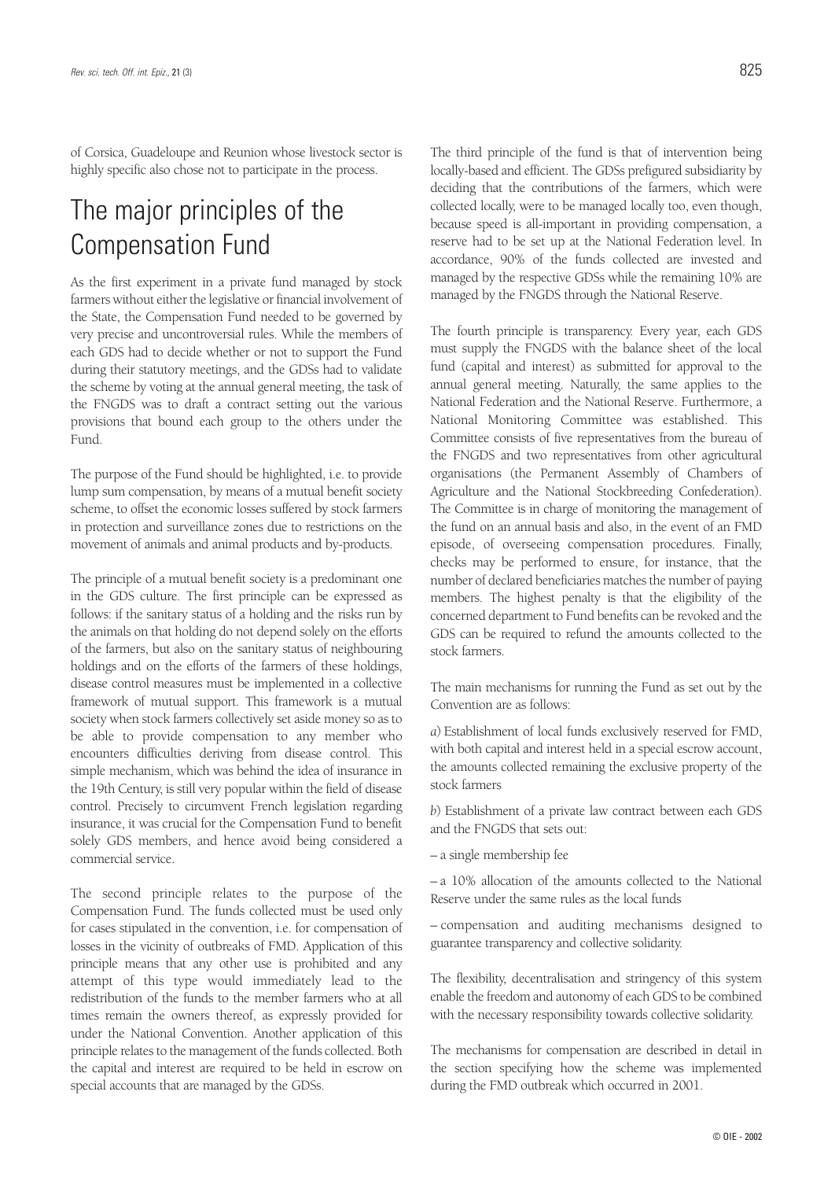of Corsica, Guadeloupe and Reunion whose livestock sector is highly specific also chose not to participate in the process.

# The major principles of the Compensation Fund

As the first experiment in a private fund managed by stock farmers without either the legislative or financial involvement of the State, the Compensation Fund needed to be governed by very precise and uncontroversial rules. While the members of each GDS had to decide whether or not to support the Fund during their statutory meetings, and the GDSs had to validate the scheme by voting at the annual general meeting, the task of the FNGDS was to draft a contract setting out the various provisions that bound each group to the others under the Fund.

The purpose of the Fund should be highlighted, i.e. to provide lump sum compensation, by means of a mutual benefit society scheme, to offset the economic losses suffered by stock farmers in protection and surveillance zones due to restrictions on the movement of animals and animal products and by-products.

The principle of a mutual benefit society is a predominant one in the GDS culture. The first principle can be expressed as follows: if the sanitary status of a holding and the risks run by the animals on that holding do not depend solely on the efforts of the farmers, but also on the sanitary status of neighbouring holdings and on the efforts of the farmers of these holdings, disease control measures must be implemented in a collective framework of mutual support. This framework is a mutual society when stock farmers collectively set aside money so as to be able to provide compensation to any member who encounters difficulties deriving from disease control. This simple mechanism, which was behind the idea of insurance in the 19th Century, is still very popular within the field of disease control. Precisely to circumvent French legislation regarding insurance, it was crucial for the Compensation Fund to benefit solely GDS members, and hence avoid being considered a commercial service.

The second principle relates to the purpose of the Compensation Fund. The funds collected must be used only for cases stipulated in the convention, i.e. for compensation of losses in the vicinity of outbreaks of FMD. Application of this principle means that any other use is prohibited and any attempt of this type would immediately lead to the redistribution of the funds to the member farmers who at all times remain the owners thereof, as expressly provided for under the National Convention. Another application of this principle relates to the management of the funds collected. Both the capital and interest are required to be held in escrow on special accounts that are managed by the GDSs.

The third principle of the fund is that of intervention being locally-based and efficient. The GDSs prefigured subsidiarity by deciding that the contributions of the farmers, which were collected locally, were to be managed locally too, even though, because speed is all-important in providing compensation, a reserve had to be set up at the National Federation level. In accordance, 90% of the funds collected are invested and managed by the respective GDSs while the remaining 10% are managed by the FNGDS through the National Reserve.

The fourth principle is transparency. Every year, each GDS must supply the FNGDS with the balance sheet of the local fund (capital and interest) as submitted for approval to the annual general meeting. Naturally, the same applies to the National Federation and the National Reserve. Furthermore, a National Monitoring Committee was established. This Committee consists of five representatives from the bureau of the FNGDS and two representatives from other agricultural organisations (the Permanent Assembly of Chambers of Agriculture and the National Stockbreeding Confederation). The Committee is in charge of monitoring the management of the fund on an annual basis and also, in the event of an FMD episode, of overseeing compensation procedures. Finally, checks may be performed to ensure, for instance, that the number of declared beneficiaries matches the number of paying members. The highest penalty is that the eligibility of the concerned department to Fund benefits can be revoked and the GDS can be required to refund the amounts collected to the stock farmers.

The main mechanisms for running the Fund as set out by the Convention are as follows:

*a*) Establishment of local funds exclusively reserved for FMD, with both capital and interest held in a special escrow account, the amounts collected remaining the exclusive property of the stock farmers

*b*) Establishment of a private law contract between each GDS and the FNGDS that sets out:

– a single membership fee

– a 10% allocation of the amounts collected to the National Reserve under the same rules as the local funds

– compensation and auditing mechanisms designed to guarantee transparency and collective solidarity.

The flexibility, decentralisation and stringency of this system enable the freedom and autonomy of each GDS to be combined with the necessary responsibility towards collective solidarity.

The mechanisms for compensation are described in detail in the section specifying how the scheme was implemented during the FMD outbreak which occurred in 2001.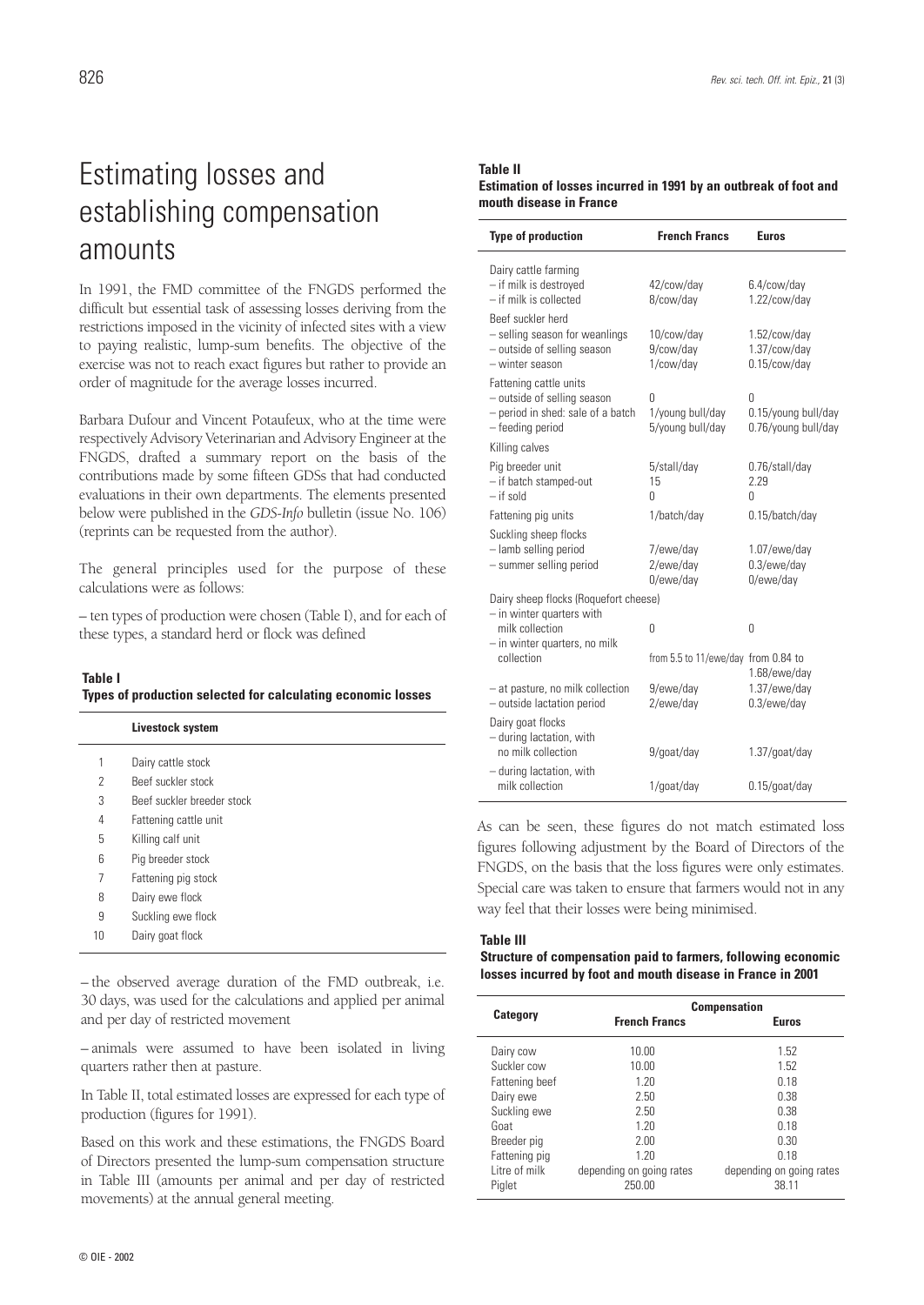# Estimating losses and establishing compensation amounts

In 1991, the FMD committee of the FNGDS performed the difficult but essential task of assessing losses deriving from the restrictions imposed in the vicinity of infected sites with a view to paying realistic, lump-sum benefits. The objective of the exercise was not to reach exact figures but rather to provide an order of magnitude for the average losses incurred.

Barbara Dufour and Vincent Potaufeux, who at the time were respectively Advisory Veterinarian and Advisory Engineer at the FNGDS, drafted a summary report on the basis of the contributions made by some fifteen GDSs that had conducted evaluations in their own departments. The elements presented below were published in the *GDS-Info* bulletin (issue No. 106) (reprints can be requested from the author).

The general principles used for the purpose of these calculations were as follows:

– ten types of production were chosen (Table I), and for each of these types, a standard herd or flock was defined

**Table I**
**Types of production selected for calculating economic losses**

| | Livestock system |
|---|---|
| 1 | Dairy cattle stock |
| 2 | Beef suckler stock |
| 3 | Beef suckler breeder stock |
| 4 | Fattening cattle unit |
| 5 | Killing calf unit |
| 6 | Pig breeder stock |
| 7 | Fattening pig stock |
| 8 | Dairy ewe flock |
| 9 | Suckling ewe flock |
| 10 | Dairy goat flock |

– the observed average duration of the FMD outbreak, i.e. 30 days, was used for the calculations and applied per animal and per day of restricted movement

– animals were assumed to have been isolated in living quarters rather then at pasture.

In Table II, total estimated losses are expressed for each type of production (figures for 1991).

Based on this work and these estimations, the FNGDS Board of Directors presented the lump-sum compensation structure in Table III (amounts per animal and per day of restricted movements) at the annual general meeting.

**Table II**
**Estimation of losses incurred in 1991 by an outbreak of foot and mouth disease in France**

| Type of production | French Francs | Euros |
|---|---|---|
| Dairy cattle farming | | |
| – if milk is destroyed | 42/cow/day | 6.4/cow/day |
| – if milk is collected | 8/cow/day | 1.22/cow/day |
| Beef suckler herd | | |
| – selling season for weanlings | 10/cow/day | 1.52/cow/day |
| – outside of selling season | 9/cow/day | 1.37/cow/day |
| – winter season | 1/cow/day | 0.15/cow/day |
| Fattening cattle units | | |
| – outside of selling season | 0 | 0 |
| – period in shed: sale of a batch | 1/young bull/day | 0.15/young bull/day |
| – feeding period | 5/young bull/day | 0.76/young bull/day |
| Killing calves | | |
| Pig breeder unit | 5/stall/day | 0.76/stall/day |
| – if batch stamped-out | 15 | 2.29 |
| – if sold | 0 | 0 |
| Fattening pig units | 1/batch/day | 0.15/batch/day |
| Suckling sheep flocks | | |
| – lamb selling period | 7/ewe/day | 1.07/ewe/day |
| – summer selling period | 2/ewe/day | 0.3/ewe/day |
| | 0/ewe/day | 0/ewe/day |
| Dairy sheep flocks (Roquefort cheese) | | |
| – in winter quarters with milk collection | 0 | 0 |
| – in winter quarters, no milk collection | from 5.5 to 11/ewe/day | from 0.84 to 1.68/ewe/day |
| – at pasture, no milk collection | 9/ewe/day | 1.37/ewe/day |
| – outside lactation period | 2/ewe/day | 0.3/ewe/day |
| Dairy goat flocks | | |
| – during lactation, with no milk collection | 9/goat/day | 1.37/goat/day |
| – during lactation, with milk collection | 1/goat/day | 0.15/goat/day |

As can be seen, these figures do not match estimated loss figures following adjustment by the Board of Directors of the FNGDS, on the basis that the loss figures were only estimates. Special care was taken to ensure that farmers would not in any way feel that their losses were being minimised.

**Table III**
**Structure of compensation paid to farmers, following economic losses incurred by foot and mouth disease in France in 2001**

| Category | Compensation | |
|---|---|---|
| | French Francs | Euros |
| Dairy cow | 10.00 | 1.52 |
| Suckler cow | 10.00 | 1.52 |
| Fattening beef | 1.20 | 0.18 |
| Dairy ewe | 2.50 | 0.38 |
| Suckling ewe | 2.50 | 0.38 |
| Goat | 1.20 | 0.18 |
| Breeder pig | 2.00 | 0.30 |
| Fattening pig | 1.20 | 0.18 |
| Litre of milk | depending on going rates | depending on going rates |
| Piglet | 250.00 | 38.11 |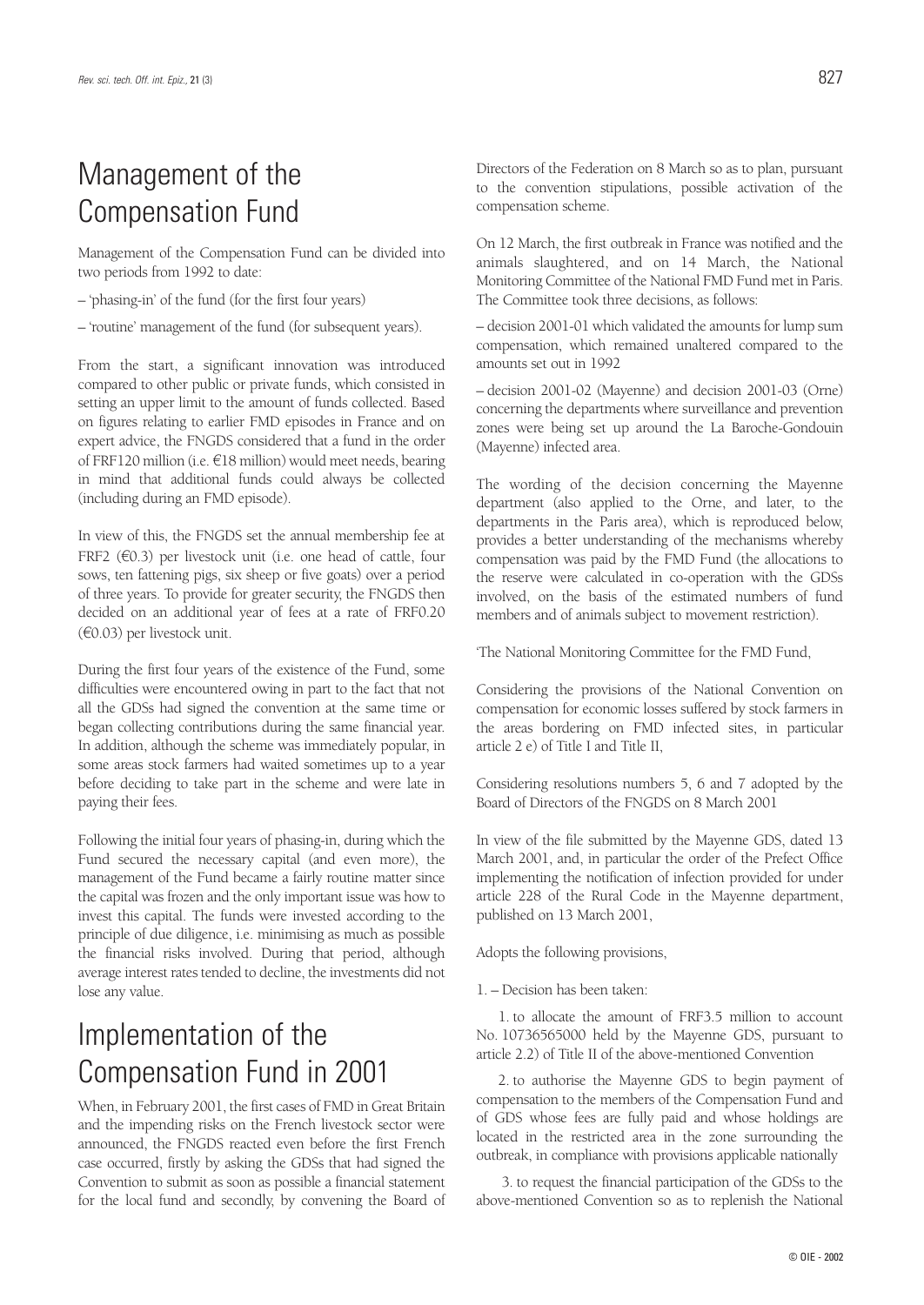# Management of the Compensation Fund

Management of the Compensation Fund can be divided into two periods from 1992 to date:

– 'phasing-in' of the fund (for the first four years)

– 'routine' management of the fund (for subsequent years).

From the start, a significant innovation was introduced compared to other public or private funds, which consisted in setting an upper limit to the amount of funds collected. Based on figures relating to earlier FMD episodes in France and on expert advice, the FNGDS considered that a fund in the order of FRF120 million (i.e. €18 million) would meet needs, bearing in mind that additional funds could always be collected (including during an FMD episode).

In view of this, the FNGDS set the annual membership fee at FRF2 (€0.3) per livestock unit (i.e. one head of cattle, four sows, ten fattening pigs, six sheep or five goats) over a period of three years. To provide for greater security, the FNGDS then decided on an additional year of fees at a rate of FRF0.20 (€0.03) per livestock unit.

During the first four years of the existence of the Fund, some difficulties were encountered owing in part to the fact that not all the GDSs had signed the convention at the same time or began collecting contributions during the same financial year. In addition, although the scheme was immediately popular, in some areas stock farmers had waited sometimes up to a year before deciding to take part in the scheme and were late in paying their fees.

Following the initial four years of phasing-in, during which the Fund secured the necessary capital (and even more), the management of the Fund became a fairly routine matter since the capital was frozen and the only important issue was how to invest this capital. The funds were invested according to the principle of due diligence, i.e. minimising as much as possible the financial risks involved. During that period, although average interest rates tended to decline, the investments did not lose any value.

# Implementation of the Compensation Fund in 2001

When, in February 2001, the first cases of FMD in Great Britain and the impending risks on the French livestock sector were announced, the FNGDS reacted even before the first French case occurred, firstly by asking the GDSs that had signed the Convention to submit as soon as possible a financial statement for the local fund and secondly, by convening the Board of Directors of the Federation on 8 March so as to plan, pursuant to the convention stipulations, possible activation of the compensation scheme.

On 12 March, the first outbreak in France was notified and the animals slaughtered, and on 14 March, the National Monitoring Committee of the National FMD Fund met in Paris. The Committee took three decisions, as follows:

– decision 2001-01 which validated the amounts for lump sum compensation, which remained unaltered compared to the amounts set out in 1992

– decision 2001-02 (Mayenne) and decision 2001-03 (Orne) concerning the departments where surveillance and prevention zones were being set up around the La Baroche-Gondouin (Mayenne) infected area.

The wording of the decision concerning the Mayenne department (also applied to the Orne, and later, to the departments in the Paris area), which is reproduced below, provides a better understanding of the mechanisms whereby compensation was paid by the FMD Fund (the allocations to the reserve were calculated in co-operation with the GDSs involved, on the basis of the estimated numbers of fund members and of animals subject to movement restriction).

'The National Monitoring Committee for the FMD Fund,

Considering the provisions of the National Convention on compensation for economic losses suffered by stock farmers in the areas bordering on FMD infected sites, in particular article 2 e) of Title I and Title II,

Considering resolutions numbers 5, 6 and 7 adopted by the Board of Directors of the FNGDS on 8 March 2001

In view of the file submitted by the Mayenne GDS, dated 13 March 2001, and, in particular the order of the Prefect Office implementing the notification of infection provided for under article 228 of the Rural Code in the Mayenne department, published on 13 March 2001,

Adopts the following provisions,

1. – Decision has been taken:

1. to allocate the amount of FRF3.5 million to account No. 10736565000 held by the Mayenne GDS, pursuant to article 2.2) of Title II of the above-mentioned Convention

2. to authorise the Mayenne GDS to begin payment of compensation to the members of the Compensation Fund and of GDS whose fees are fully paid and whose holdings are located in the restricted area in the zone surrounding the outbreak, in compliance with provisions applicable nationally

3. to request the financial participation of the GDSs to the above-mentioned Convention so as to replenish the National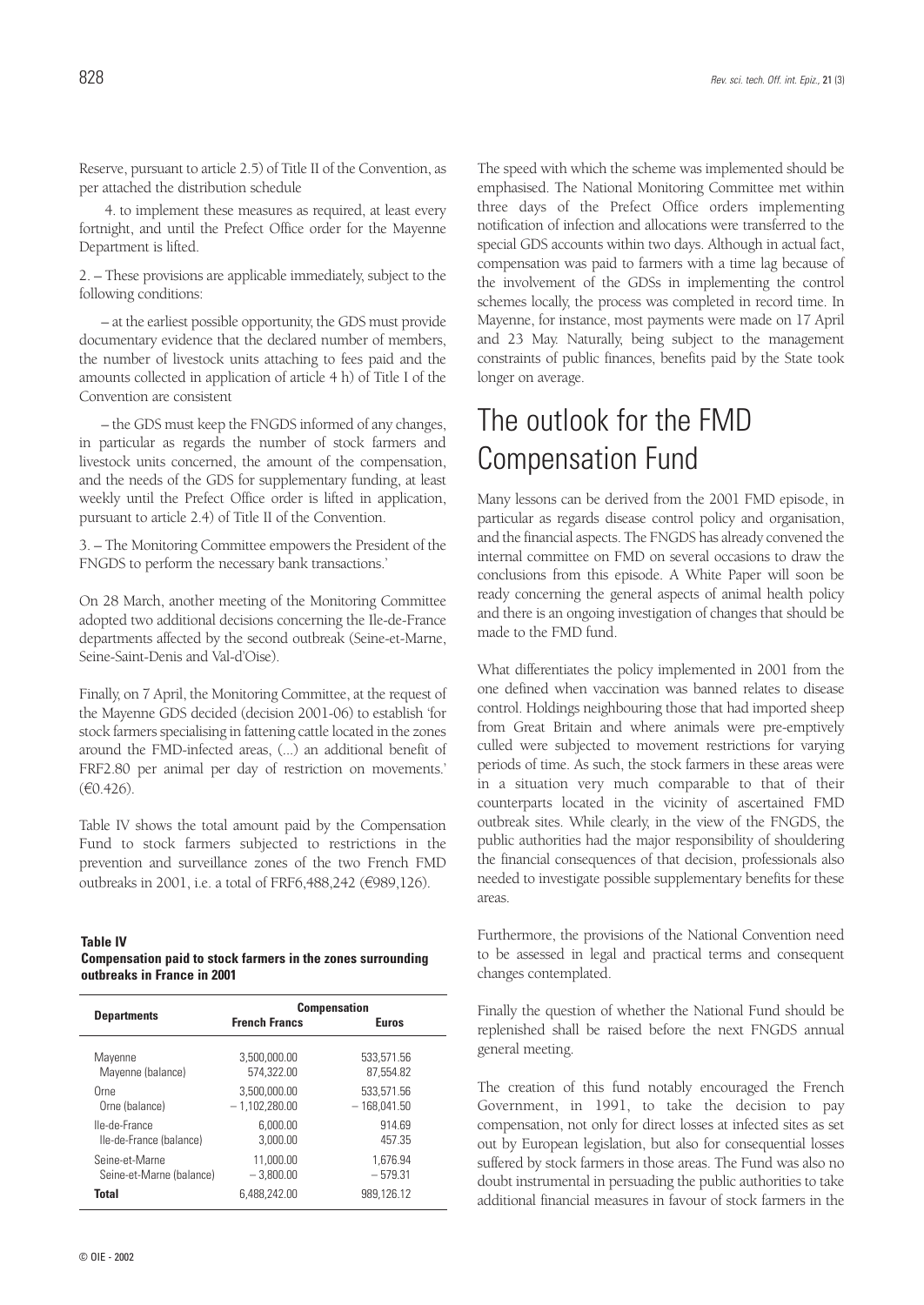Reserve, pursuant to article 2.5) of Title II of the Convention, as per attached the distribution schedule

4. to implement these measures as required, at least every fortnight, and until the Prefect Office order for the Mayenne Department is lifted.

2. – These provisions are applicable immediately, subject to the following conditions:

– at the earliest possible opportunity, the GDS must provide documentary evidence that the declared number of members, the number of livestock units attaching to fees paid and the amounts collected in application of article 4 h) of Title I of the Convention are consistent

– the GDS must keep the FNGDS informed of any changes, in particular as regards the number of stock farmers and livestock units concerned, the amount of the compensation, and the needs of the GDS for supplementary funding, at least weekly until the Prefect Office order is lifted in application, pursuant to article 2.4) of Title II of the Convention.

3. – The Monitoring Committee empowers the President of the FNGDS to perform the necessary bank transactions.'

On 28 March, another meeting of the Monitoring Committee adopted two additional decisions concerning the Ile-de-France departments affected by the second outbreak (Seine-et-Marne, Seine-Saint-Denis and Val-d'Oise).

Finally, on 7 April, the Monitoring Committee, at the request of the Mayenne GDS decided (decision 2001-06) to establish 'for stock farmers specialising in fattening cattle located in the zones around the FMD-infected areas, (...) an additional benefit of FRF2.80 per animal per day of restriction on movements.' (€0.426).

Table IV shows the total amount paid by the Compensation Fund to stock farmers subjected to restrictions in the prevention and surveillance zones of the two French FMD outbreaks in 2001, i.e. a total of FRF6,488,242 (€989,126).

**Table IV**
**Compensation paid to stock farmers in the zones surrounding outbreaks in France in 2001**

| Departments | Compensation | |
|---|---|---|
| | French Francs | Euros |
| Mayenne | 3,500,000.00 | 533,571.56 |
| Mayenne (balance) | 574,322.00 | 87,554.82 |
| Orne | 3,500,000.00 | 533,571.56 |
| Orne (balance) | – 1,102,280.00 | – 168,041.50 |
| Ile-de-France | 6,000.00 | 914.69 |
| Ile-de-France (balance) | 3,000.00 | 457.35 |
| Seine-et-Marne | 11,000.00 | 1,676.94 |
| Seine-et-Marne (balance) | – 3,800.00 | – 579.31 |
| **Total** | 6,488,242.00 | 989,126.12 |

The speed with which the scheme was implemented should be emphasised. The National Monitoring Committee met within three days of the Prefect Office orders implementing notification of infection and allocations were transferred to the special GDS accounts within two days. Although in actual fact, compensation was paid to farmers with a time lag because of the involvement of the GDSs in implementing the control schemes locally, the process was completed in record time. In Mayenne, for instance, most payments were made on 17 April and 23 May. Naturally, being subject to the management constraints of public finances, benefits paid by the State took longer on average.

# The outlook for the FMD Compensation Fund

Many lessons can be derived from the 2001 FMD episode, in particular as regards disease control policy and organisation, and the financial aspects. The FNGDS has already convened the internal committee on FMD on several occasions to draw the conclusions from this episode. A White Paper will soon be ready concerning the general aspects of animal health policy and there is an ongoing investigation of changes that should be made to the FMD fund.

What differentiates the policy implemented in 2001 from the one defined when vaccination was banned relates to disease control. Holdings neighbouring those that had imported sheep from Great Britain and where animals were pre-emptively culled were subjected to movement restrictions for varying periods of time. As such, the stock farmers in these areas were in a situation very much comparable to that of their counterparts located in the vicinity of ascertained FMD outbreak sites. While clearly, in the view of the FNGDS, the public authorities had the major responsibility of shouldering the financial consequences of that decision, professionals also needed to investigate possible supplementary benefits for these areas.

Furthermore, the provisions of the National Convention need to be assessed in legal and practical terms and consequent changes contemplated.

Finally the question of whether the National Fund should be replenished shall be raised before the next FNGDS annual general meeting.

The creation of this fund notably encouraged the French Government, in 1991, to take the decision to pay compensation, not only for direct losses at infected sites as set out by European legislation, but also for consequential losses suffered by stock farmers in those areas. The Fund was also no doubt instrumental in persuading the public authorities to take additional financial measures in favour of stock farmers in the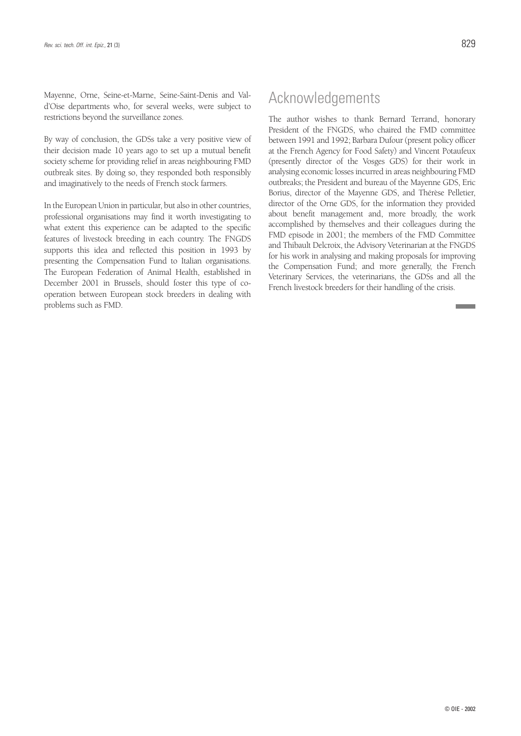Mayenne, Orne, Seine-et-Marne, Seine-Saint-Denis and Val-d'Oise departments who, for several weeks, were subject to restrictions beyond the surveillance zones.

By way of conclusion, the GDSs take a very positive view of their decision made 10 years ago to set up a mutual benefit society scheme for providing relief in areas neighbouring FMD outbreak sites. By doing so, they responded both responsibly and imaginatively to the needs of French stock farmers.

In the European Union in particular, but also in other countries, professional organisations may find it worth investigating to what extent this experience can be adapted to the specific features of livestock breeding in each country. The FNGDS supports this idea and reflected this position in 1993 by presenting the Compensation Fund to Italian organisations. The European Federation of Animal Health, established in December 2001 in Brussels, should foster this type of co-operation between European stock breeders in dealing with problems such as FMD.

## Acknowledgements

The author wishes to thank Bernard Terrand, honorary President of the FNGDS, who chaired the FMD committee between 1991 and 1992; Barbara Dufour (present policy officer at the French Agency for Food Safety) and Vincent Potaufeux (presently director of the Vosges GDS) for their work in analysing economic losses incurred in areas neighbouring FMD outbreaks; the President and bureau of the Mayenne GDS, Eric Borius, director of the Mayenne GDS, and Thérèse Pelletier, director of the Orne GDS, for the information they provided about benefit management and, more broadly, the work accomplished by themselves and their colleagues during the FMD episode in 2001; the members of the FMD Committee and Thibault Delcroix, the Advisory Veterinarian at the FNGDS for his work in analysing and making proposals for improving the Compensation Fund; and more generally, the French Veterinary Services, the veterinarians, the GDSs and all the French livestock breeders for their handling of the crisis.